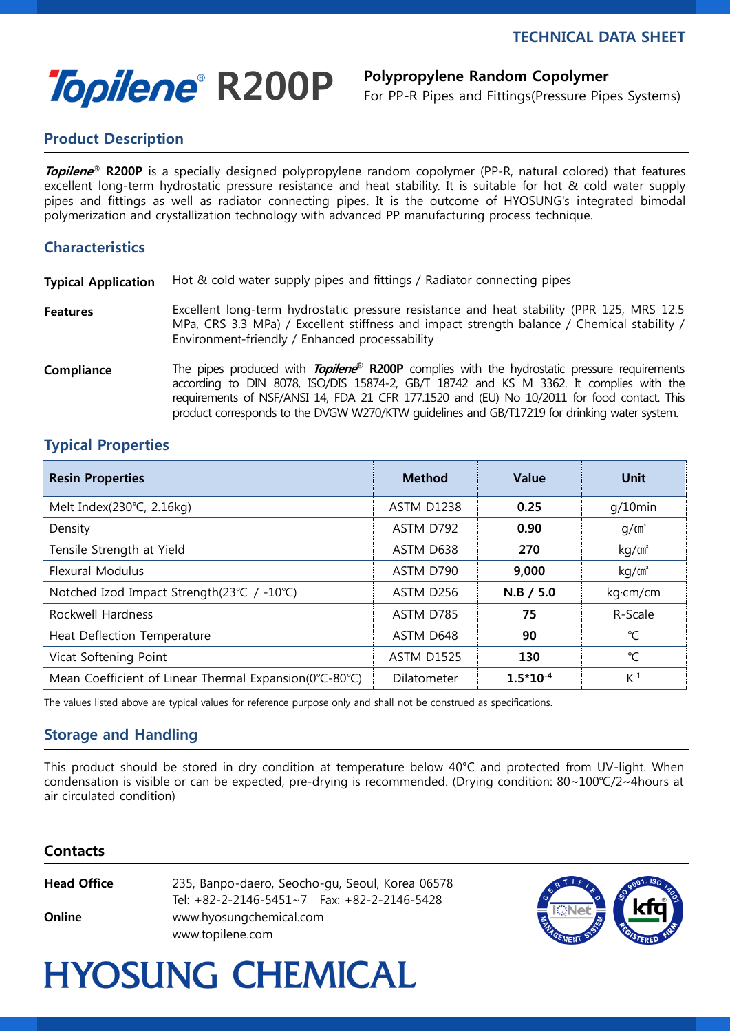TECHNICAL DATA SHEET

# *Topilene*® R200P

**Polypropylene Random Copolymer**
For PP-R Pipes and Fittings(Pressure Pipes Systems)

## Product Description

***Topilene***® **R200P** is a specially designed polypropylene random copolymer (PP-R, natural colored) that features excellent long-term hydrostatic pressure resistance and heat stability. It is suitable for hot & cold water supply pipes and fittings as well as radiator connecting pipes. It is the outcome of HYOSUNG's integrated bimodal polymerization and crystallization technology with advanced PP manufacturing process technique.

## Characteristics

**Typical Application** Hot & cold water supply pipes and fittings / Radiator connecting pipes

**Features** Excellent long-term hydrostatic pressure resistance and heat stability (PPR 125, MRS 12.5 MPa, CRS 3.3 MPa) / Excellent stiffness and impact strength balance / Chemical stability / Environment-friendly / Enhanced processability

**Compliance** The pipes produced with ***Topilene***® **R200P** complies with the hydrostatic pressure requirements according to DIN 8078, ISO/DIS 15874-2, GB/T 18742 and KS M 3362. It complies with the requirements of NSF/ANSI 14, FDA 21 CFR 177.1520 and (EU) No 10/2011 for food contact. This product corresponds to the DVGW W270/KTW guidelines and GB/T17219 for drinking water system.

## Typical Properties

| Resin Properties | Method | Value | Unit |
|---|---|---|---|
| Melt Index(230℃, 2.16kg) | ASTM D1238 | **0.25** | g/10min |
| Density | ASTM D792 | **0.90** | g/㎤ |
| Tensile Strength at Yield | ASTM D638 | **270** | kg/㎠ |
| Flexural Modulus | ASTM D790 | **9,000** | kg/㎠ |
| Notched Izod Impact Strength(23℃ / -10℃) | ASTM D256 | **N.B / 5.0** | kg·cm/cm |
| Rockwell Hardness | ASTM D785 | **75** | R-Scale |
| Heat Deflection Temperature | ASTM D648 | **90** | ℃ |
| Vicat Softening Point | ASTM D1525 | **130** | ℃ |
| Mean Coefficient of Linear Thermal Expansion(0℃-80℃) | Dilatometer | **$1.5*10^{-4}$** | $K^{-1}$ |

The values listed above are typical values for reference purpose only and shall not be construed as specifications.

## Storage and Handling

This product should be stored in dry condition at temperature below 40°C and protected from UV-light. When condensation is visible or can be expected, pre-drying is recommended. (Drying condition: 80~100℃/2~4hours at air circulated condition)

## Contacts

**Head Office** 235, Banpo-daero, Seocho-gu, Seoul, Korea 06578
Tel: +82-2-2146-5451~7 Fax: +82-2-2146-5428

**Online** www.hyosungchemical.com
www.topilene.com

HYOSUNG CHEMICAL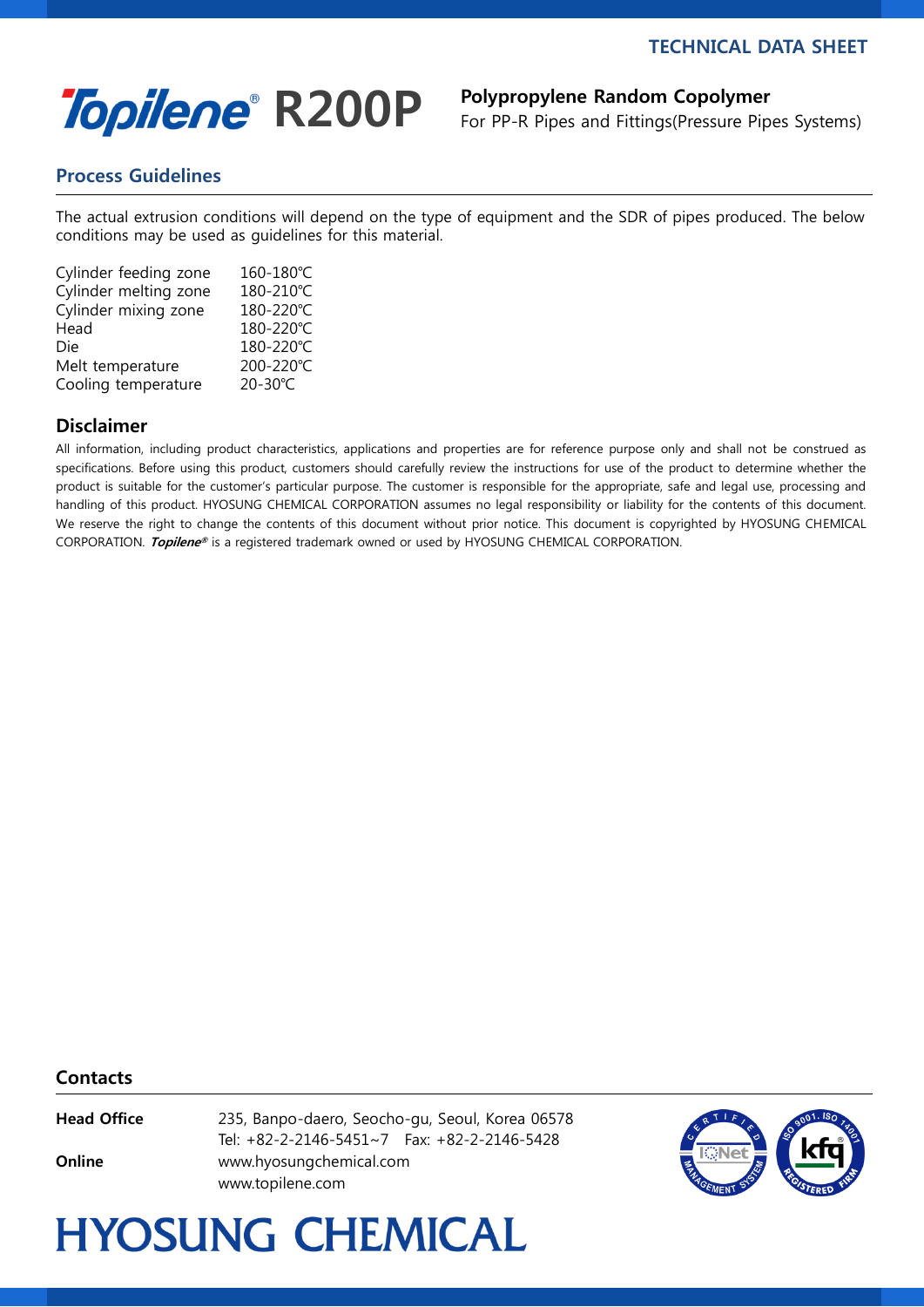# *Topilene*® R200P

**Polypropylene Random Copolymer**
For PP-R Pipes and Fittings(Pressure Pipes Systems)

## Process Guidelines

The actual extrusion conditions will depend on the type of equipment and the SDR of pipes produced. The below conditions may be used as guidelines for this material.

| | |
|---|---|
| Cylinder feeding zone | 160-180℃ |
| Cylinder melting zone | 180-210℃ |
| Cylinder mixing zone | 180-220℃ |
| Head | 180-220℃ |
| Die | 180-220℃ |
| Melt temperature | 200-220℃ |
| Cooling temperature | 20-30℃ |

## Disclaimer

All information, including product characteristics, applications and properties are for reference purpose only and shall not be construed as specifications. Before using this product, customers should carefully review the instructions for use of the product to determine whether the product is suitable for the customer's particular purpose. The customer is responsible for the appropriate, safe and legal use, processing and handling of this product. HYOSUNG CHEMICAL CORPORATION assumes no legal responsibility or liability for the contents of this document. We reserve the right to change the contents of this document without prior notice. This document is copyrighted by HYOSUNG CHEMICAL CORPORATION. ***Topilene®*** is a registered trademark owned or used by HYOSUNG CHEMICAL CORPORATION.

## Contacts

**Head Office** 235, Banpo-daero, Seocho-gu, Seoul, Korea 06578
Tel: +82-2-2146-5451~7 Fax: +82-2-2146-5428

**Online** www.hyosungchemical.com
www.topilene.com

HYOSUNG CHEMICAL